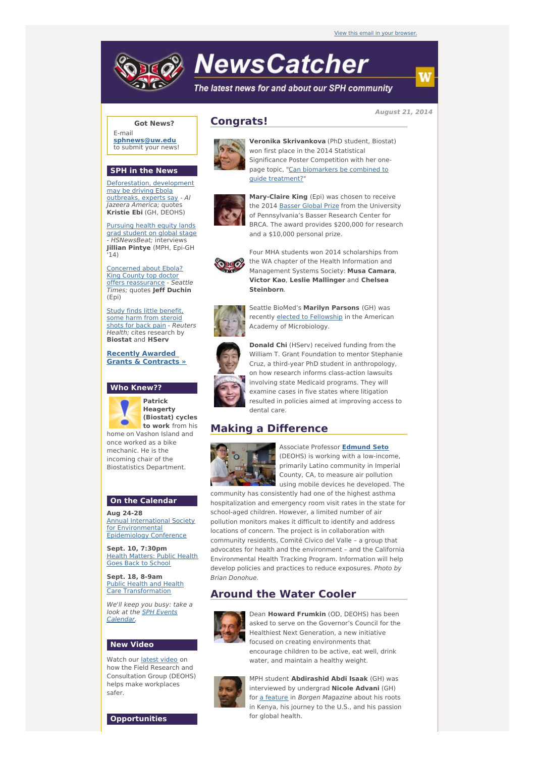View this email in your browser.

# NewsCatcher

*The latest news for and about our SPH community*

**August 21, 2014**

**Got News?**

E-mail **sphnews@uw.edu** to submit your news!

## SPH in the News

Deforestation, development may be driving Ebola outbreaks, experts say - *Al Jazeera America;* quotes **Kristie Ebi** (GH, DEOHS)

Pursuing health equity lands grad student on global stage - *HSNewsBeat;* interviews **Jillian Pintye** (MPH, Epi-GH '14)

Concerned about Ebola? King County top doctor offers reassurance - *Seattle Times;* quotes **Jeff Duchin** (Epi)

Study finds little benefit, some harm from steroid shots for back pain - *Reuters Health;* cites research by **Biostat** and **HServ**

**Recently Awarded Grants & Contracts »**

## Who Knew??

**Patrick Heagerty (Biostat) cycles to work** from his home on Vashon Island and once worked as a bike mechanic. He is the incoming chair of the Biostatistics Department.

## On the Calendar

**Aug 24-28**
Annual International Society for Environmental Epidemiology Conference

**Sept. 10, 7:30pm**
Health Matters: Public Health Goes Back to School

**Sept. 18, 8-9am**
Public Health and Health Care Transformation

*We'll keep you busy: take a look at the SPH Events Calendar.*

## New Video

Watch our latest video on how the Field Research and Consultation Group (DEOHS) helps make workplaces safer.

## Opportunities

## Congrats!

**Veronika Skrivankova** (PhD student, Biostat) won first place in the 2014 Statistical Significance Poster Competition with her one-page topic, "Can biomarkers be combined to guide treatment?"

**Mary-Claire King** (Epi) was chosen to receive the 2014 Basser Global Prize from the University of Pennsylvania's Basser Research Center for BRCA. The award provides $200,000 for research and a $10,000 personal prize.

Four MHA students won 2014 scholarships from the WA chapter of the Health Information and Management Systems Society: **Musa Camara**, **Victor Kao**, **Leslie Mallinger** and **Chelsea Steinborn**.

Seattle BioMed's **Marilyn Parsons** (GH) was recently elected to Fellowship in the American Academy of Microbiology.

**Donald Chi** (HServ) received funding from the William T. Grant Foundation to mentor Stephanie Cruz, a third-year PhD student in anthropology, on how research informs class-action lawsuits involving state Medicaid programs. They will examine cases in five states where litigation resulted in policies aimed at improving access to dental care.

## Making a Difference

Associate Professor **Edmund Seto** (DEOHS) is working with a low-income, primarily Latino community in Imperial County, CA, to measure air pollution using mobile devices he developed. The community has consistently had one of the highest asthma hospitalization and emergency room visit rates in the state for school-aged children. However, a limited number of air pollution monitors makes it difficult to identify and address locations of concern. The project is in collaboration with community residents, Comité Cívico del Valle – a group that advocates for health and the environment – and the California Environmental Health Tracking Program. Information will help develop policies and practices to reduce exposures. *Photo by Brian Donohue.*

## Around the Water Cooler

Dean **Howard Frumkin** (OD, DEOHS) has been asked to serve on the Governor's Council for the Healthiest Next Generation, a new initiative focused on creating environments that encourage children to be active, eat well, drink water, and maintain a healthy weight.

MPH student **Abdirashid Abdi Isaak** (GH) was interviewed by undergrad **Nicole Advani** (GH) for a feature in *Borgen Magazine* about his roots in Kenya, his journey to the U.S., and his passion for global health.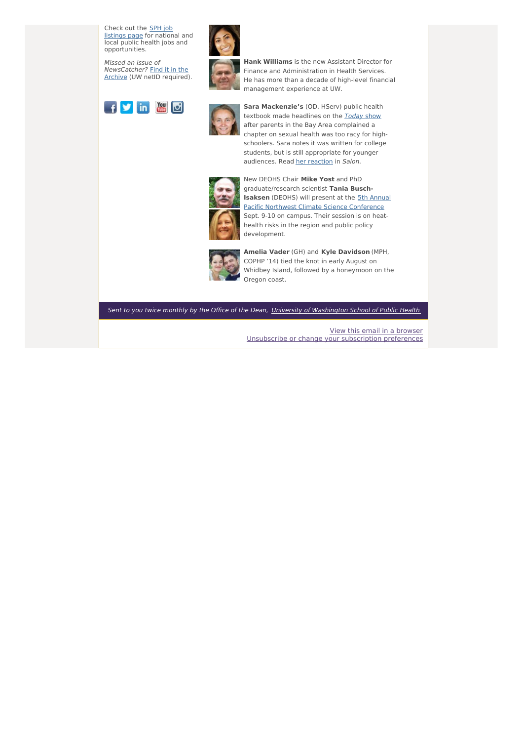Check out the SPH job listings page for national and local public health jobs and opportunities.

*Missed an issue of NewsCatcher?* Find it in the Archive (UW netID required).

**Hank Williams** is the new Assistant Director for Finance and Administration in Health Services. He has more than a decade of high-level financial management experience at UW.

**Sara Mackenzie's** (OD, HServ) public health textbook made headlines on the *Today* show after parents in the Bay Area complained a chapter on sexual health was too racy for high-schoolers. Sara notes it was written for college students, but is still appropriate for younger audiences. Read her reaction in *Salon.*

New DEOHS Chair **Mike Yost** and PhD graduate/research scientist **Tania Busch-Isaksen** (DEOHS) will present at the 5th Annual Pacific Northwest Climate Science Conference Sept. 9-10 on campus. Their session is on heat-health risks in the region and public policy development.

**Amelia Vader** (GH) and **Kyle Davidson** (MPH, COPHP '14) tied the knot in early August on Whidbey Island, followed by a honeymoon on the Oregon coast.

*Sent to you twice monthly by the Office of the Dean, University of Washington School of Public Health*

View this email in a browser
Unsubscribe or change your subscription preferences